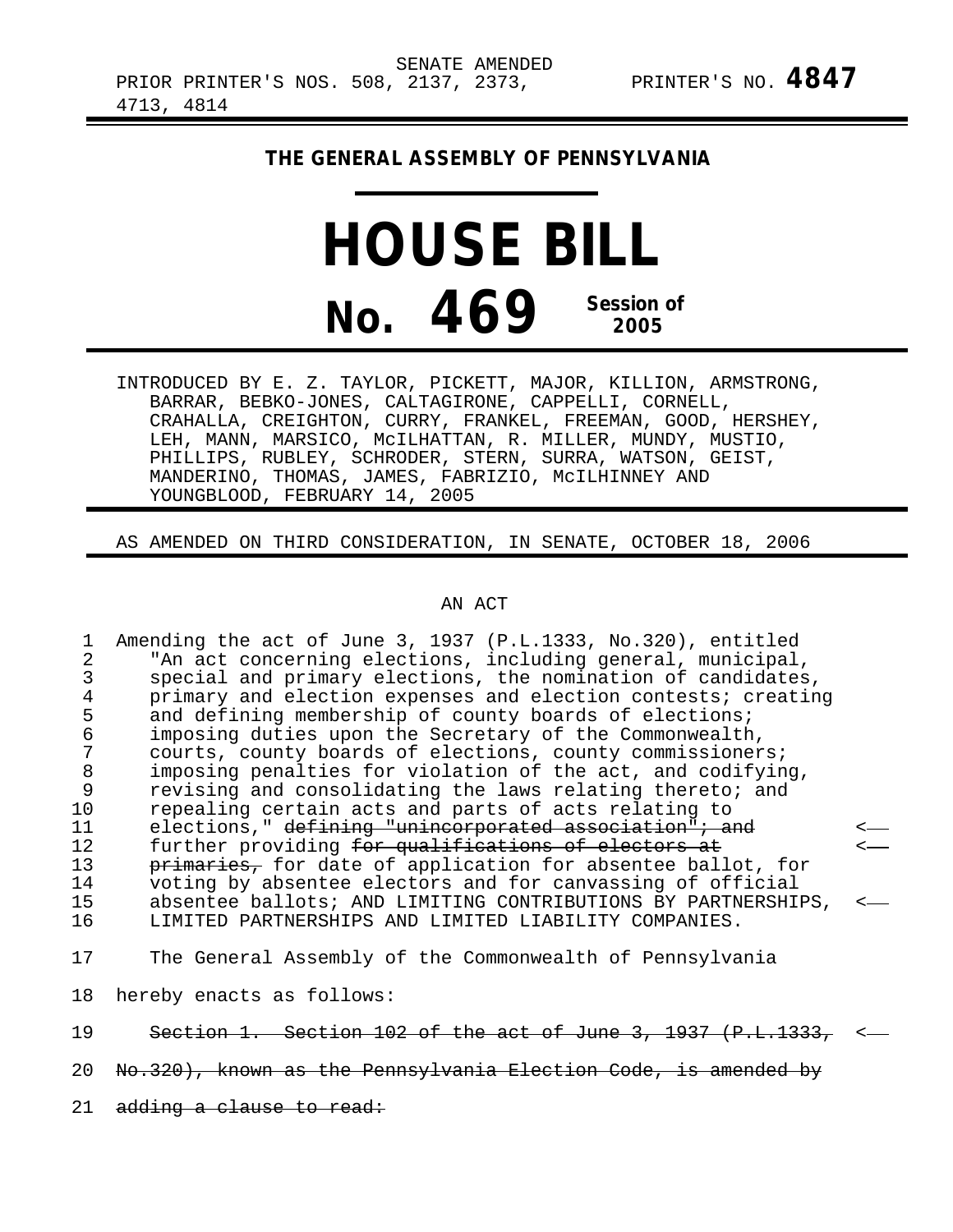SENATE AMENDED
PRIOR PRINTER'S NOS. 508, 2137, 2373, 4713, 4814 PRINTER'S NO. **4847**

# THE GENERAL ASSEMBLY OF PENNSYLVANIA

# HOUSE BILL No. 469

**Session of 2005**

INTRODUCED BY E. Z. TAYLOR, PICKETT, MAJOR, KILLION, ARMSTRONG, BARRAR, BEBKO-JONES, CALTAGIRONE, CAPPELLI, CORNELL, CRAHALLA, CREIGHTON, CURRY, FRANKEL, FREEMAN, GOOD, HERSHEY, LEH, MANN, MARSICO, McILHATTAN, R. MILLER, MUNDY, MUSTIO, PHILLIPS, RUBLEY, SCHRODER, STERN, SURRA, WATSON, GEIST, MANDERINO, THOMAS, JAMES, FABRIZIO, McILHINNEY AND YOUNGBLOOD, FEBRUARY 14, 2005

AS AMENDED ON THIRD CONSIDERATION, IN SENATE, OCTOBER 18, 2006

## AN ACT

Amending the act of June 3, 1937 (P.L.1333, No.320), entitled "An act concerning elections, including general, municipal, special and primary elections, the nomination of candidates, primary and election expenses and election contests; creating and defining membership of county boards of elections; imposing duties upon the Secretary of the Commonwealth, courts, county boards of elections, county commissioners; imposing penalties for violation of the act, and codifying, revising and consolidating the laws relating thereto; and repealing certain acts and parts of acts relating to elections," ~~defining "unincorporated association"; and~~ further providing ~~for qualifications of electors at primaries,~~ for date of application for absentee ballot, for voting by absentee electors and for canvassing of official absentee ballots; AND LIMITING CONTRIBUTIONS BY PARTNERSHIPS, LIMITED PARTNERSHIPS AND LIMITED LIABILITY COMPANIES.

The General Assembly of the Commonwealth of Pennsylvania hereby enacts as follows:

~~Section 1. Section 102 of the act of June 3, 1937 (P.L.1333, No.320), known as the Pennsylvania Election Code, is amended by adding a clause to read:~~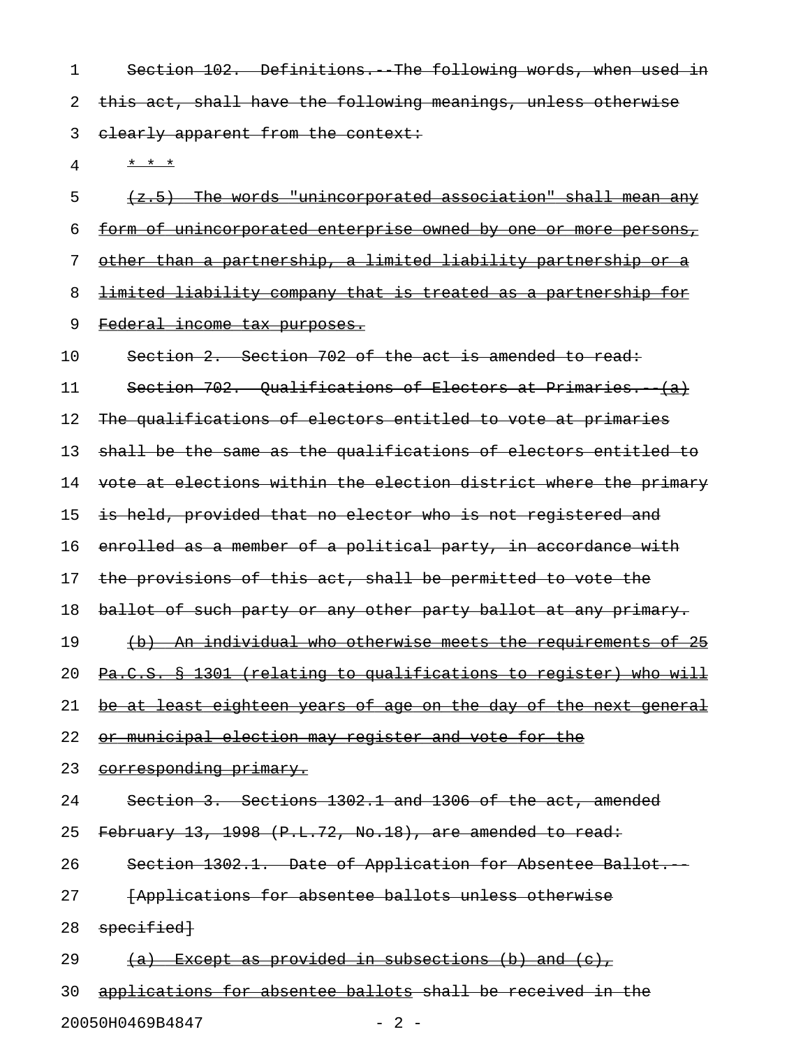1 Section 102. Definitions.--The following words, when used in
2 this act, shall have the following meanings, unless otherwise
3 clearly apparent from the context:
4 * * *
5 (z.5) The words "unincorporated association" shall mean any
6 form of unincorporated enterprise owned by one or more persons,
7 other than a partnership, a limited liability partnership or a
8 limited liability company that is treated as a partnership for
9 Federal income tax purposes.
10 Section 2. Section 702 of the act is amended to read:
11 Section 702. Qualifications of Electors at Primaries.--(a)
12 The qualifications of electors entitled to vote at primaries
13 shall be the same as the qualifications of electors entitled to
14 vote at elections within the election district where the primary
15 is held, provided that no elector who is not registered and
16 enrolled as a member of a political party, in accordance with
17 the provisions of this act, shall be permitted to vote the
18 ballot of such party or any other party ballot at any primary.
19 (b) An individual who otherwise meets the requirements of 25
20 Pa.C.S. § 1301 (relating to qualifications to register) who will
21 be at least eighteen years of age on the day of the next general
22 or municipal election may register and vote for the
23 corresponding primary.
24 Section 3. Sections 1302.1 and 1306 of the act, amended
25 February 13, 1998 (P.L.72, No.18), are amended to read:
26 Section 1302.1. Date of Application for Absentee Ballot.--
27 [Applications for absentee ballots unless otherwise
28 specified]
29 (a) Except as provided in subsections (b) and (c),
30 applications for absentee ballots shall be received in the

20050H0469B4847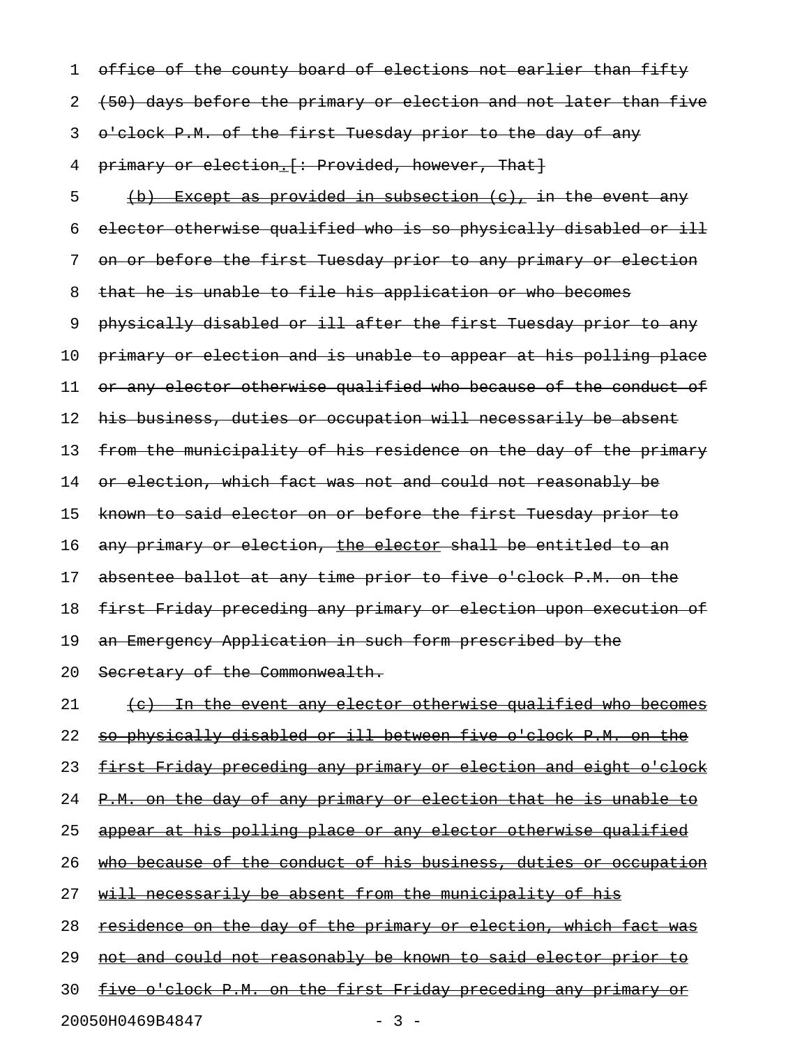1 office of the county board of elections not earlier than fifty
2 (50) days before the primary or election and not later than five
3 o'clock P.M. of the first Tuesday prior to the day of any
4 primary or election.[: Provided, however, That]
5 (b) Except as provided in subsection (c), in the event any
6 elector otherwise qualified who is so physically disabled or ill
7 on or before the first Tuesday prior to any primary or election
8 that he is unable to file his application or who becomes
9 physically disabled or ill after the first Tuesday prior to any
10 primary or election and is unable to appear at his polling place
11 or any elector otherwise qualified who because of the conduct of
12 his business, duties or occupation will necessarily be absent
13 from the municipality of his residence on the day of the primary
14 or election, which fact was not and could not reasonably be
15 known to said elector on or before the first Tuesday prior to
16 any primary or election, the elector shall be entitled to an
17 absentee ballot at any time prior to five o'clock P.M. on the
18 first Friday preceding any primary or election upon execution of
19 an Emergency Application in such form prescribed by the
20 Secretary of the Commonwealth.
21 (c) In the event any elector otherwise qualified who becomes
22 so physically disabled or ill between five o'clock P.M. on the
23 first Friday preceding any primary or election and eight o'clock
24 P.M. on the day of any primary or election that he is unable to
25 appear at his polling place or any elector otherwise qualified
26 who because of the conduct of his business, duties or occupation
27 will necessarily be absent from the municipality of his
28 residence on the day of the primary or election, which fact was
29 not and could not reasonably be known to said elector prior to
30 five o'clock P.M. on the first Friday preceding any primary or

20050H0469B4847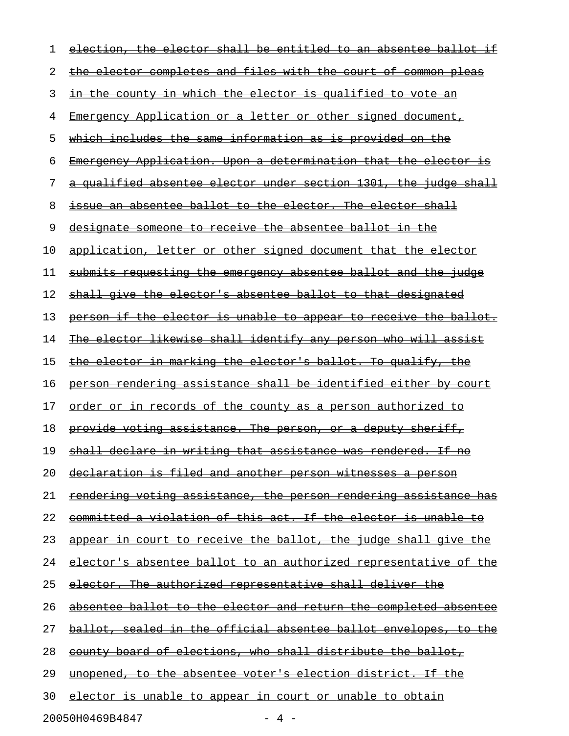~~election, the elector shall be entitled to an absentee ballot if the elector completes and files with the court of common pleas in the county in which the elector is qualified to vote an Emergency Application or a letter or other signed document, which includes the same information as is provided on the Emergency Application. Upon a determination that the elector is a qualified absentee elector under section 1301, the judge shall issue an absentee ballot to the elector. The elector shall designate someone to receive the absentee ballot in the application, letter or other signed document that the elector submits requesting the emergency absentee ballot and the judge shall give the elector's absentee ballot to that designated person if the elector is unable to appear to receive the ballot. The elector likewise shall identify any person who will assist the elector in marking the elector's ballot. To qualify, the person rendering assistance shall be identified either by court order or in records of the county as a person authorized to provide voting assistance. The person, or a deputy sheriff, shall declare in writing that assistance was rendered. If no declaration is filed and another person witnesses a person rendering voting assistance, the person rendering assistance has committed a violation of this act. If the elector is unable to appear in court to receive the ballot, the judge shall give the elector's absentee ballot to an authorized representative of the elector. The authorized representative shall deliver the absentee ballot to the elector and return the completed absentee ballot, sealed in the official absentee ballot envelopes, to the county board of elections, who shall distribute the ballot, unopened, to the absentee voter's election district. If the elector is unable to appear in court or unable to obtain~~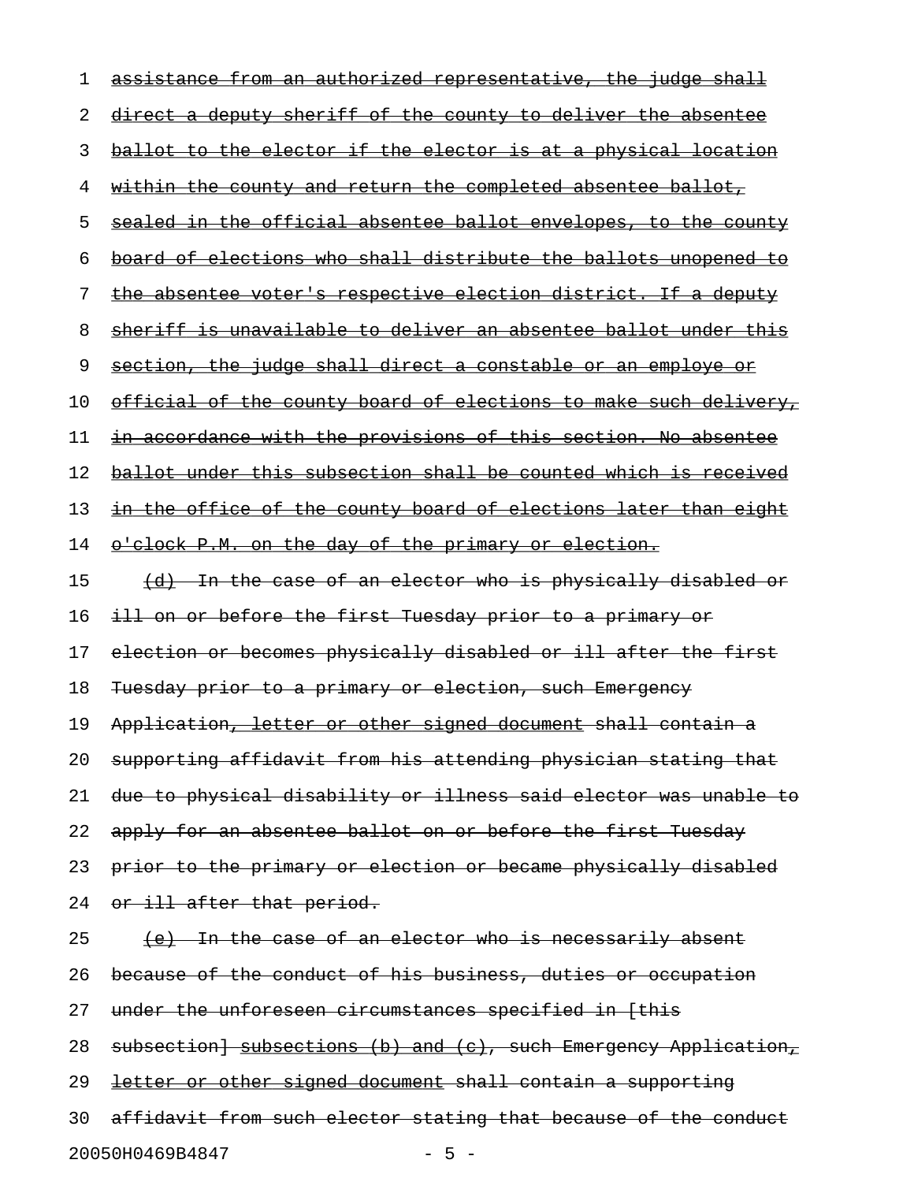assistance from an authorized representative, the judge shall direct a deputy sheriff of the county to deliver the absentee ballot to the elector if the elector is at a physical location within the county and return the completed absentee ballot, sealed in the official absentee ballot envelopes, to the county board of elections who shall distribute the ballots unopened to the absentee voter's respective election district. If a deputy sheriff is unavailable to deliver an absentee ballot under this section, the judge shall direct a constable or an employe or official of the county board of elections to make such delivery, in accordance with the provisions of this section. No absentee ballot under this subsection shall be counted which is received in the office of the county board of elections later than eight o'clock P.M. on the day of the primary or election.

(d) In the case of an elector who is physically disabled or ill on or before the first Tuesday prior to a primary or election or becomes physically disabled or ill after the first Tuesday prior to a primary or election, such Emergency Application, letter or other signed document shall contain a supporting affidavit from his attending physician stating that due to physical disability or illness said elector was unable to apply for an absentee ballot on or before the first Tuesday prior to the primary or election or became physically disabled or ill after that period.

(e) In the case of an elector who is necessarily absent because of the conduct of his business, duties or occupation under the unforeseen circumstances specified in [this subsection] subsections (b) and (c), such Emergency Application, letter or other signed document shall contain a supporting affidavit from such elector stating that because of the conduct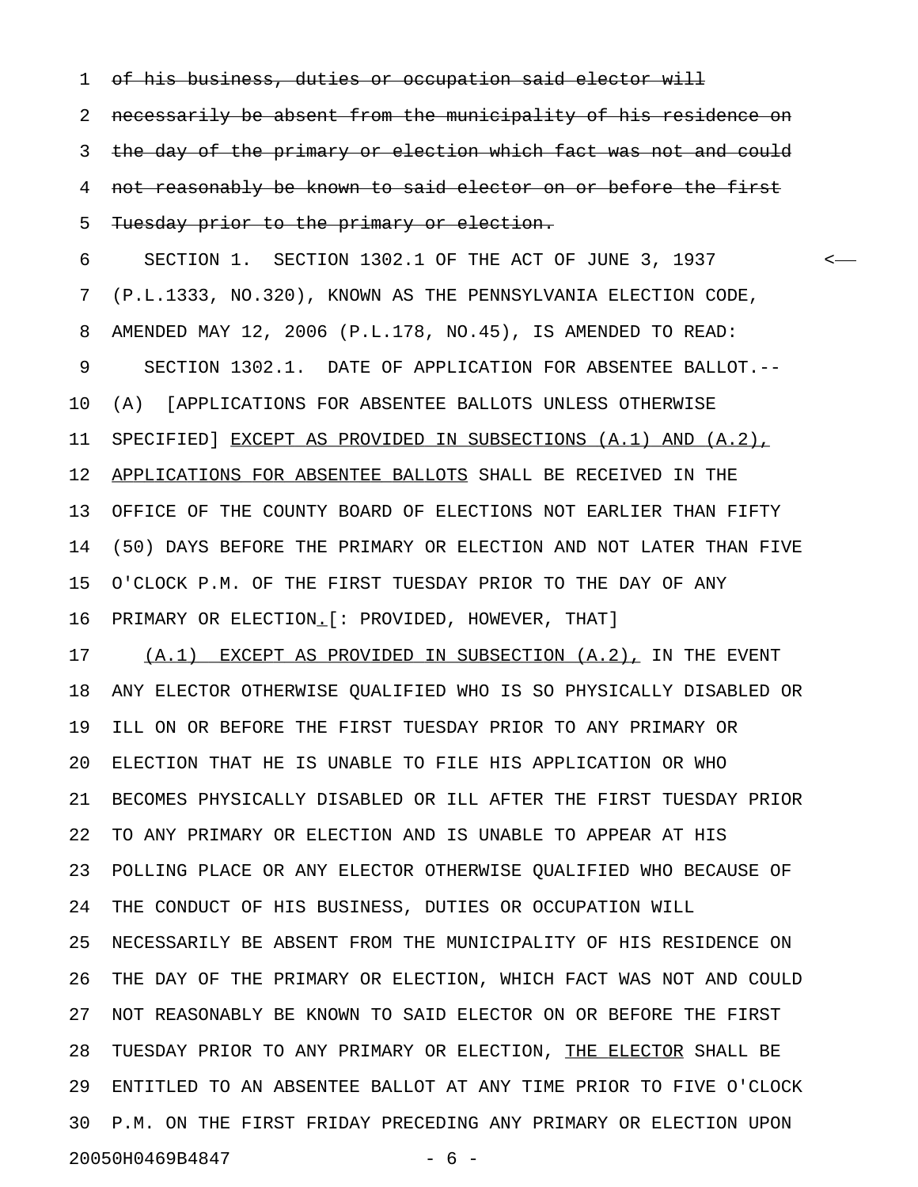~~of his business, duties or occupation said elector will necessarily be absent from the municipality of his residence on the day of the primary or election which fact was not and could not reasonably be known to said elector on or before the first Tuesday prior to the primary or election.~~

SECTION 1. SECTION 1302.1 OF THE ACT OF JUNE 3, 1937 (P.L.1333, NO.320), KNOWN AS THE PENNSYLVANIA ELECTION CODE, AMENDED MAY 12, 2006 (P.L.178, NO.45), IS AMENDED TO READ:

SECTION 1302.1. DATE OF APPLICATION FOR ABSENTEE BALLOT.--(A) [APPLICATIONS FOR ABSENTEE BALLOTS UNLESS OTHERWISE SPECIFIED] <u>EXCEPT AS PROVIDED IN SUBSECTIONS (A.1) AND (A.2), APPLICATIONS FOR ABSENTEE BALLOTS</u> SHALL BE RECEIVED IN THE OFFICE OF THE COUNTY BOARD OF ELECTIONS NOT EARLIER THAN FIFTY (50) DAYS BEFORE THE PRIMARY OR ELECTION AND NOT LATER THAN FIVE O'CLOCK P.M. OF THE FIRST TUESDAY PRIOR TO THE DAY OF ANY PRIMARY OR ELECTION<u>.</u>[: PROVIDED, HOWEVER, THAT]

<u>(A.1) EXCEPT AS PROVIDED IN SUBSECTION (A.2),</u> IN THE EVENT ANY ELECTOR OTHERWISE QUALIFIED WHO IS SO PHYSICALLY DISABLED OR ILL ON OR BEFORE THE FIRST TUESDAY PRIOR TO ANY PRIMARY OR ELECTION THAT HE IS UNABLE TO FILE HIS APPLICATION OR WHO BECOMES PHYSICALLY DISABLED OR ILL AFTER THE FIRST TUESDAY PRIOR TO ANY PRIMARY OR ELECTION AND IS UNABLE TO APPEAR AT HIS POLLING PLACE OR ANY ELECTOR OTHERWISE QUALIFIED WHO BECAUSE OF THE CONDUCT OF HIS BUSINESS, DUTIES OR OCCUPATION WILL NECESSARILY BE ABSENT FROM THE MUNICIPALITY OF HIS RESIDENCE ON THE DAY OF THE PRIMARY OR ELECTION, WHICH FACT WAS NOT AND COULD NOT REASONABLY BE KNOWN TO SAID ELECTOR ON OR BEFORE THE FIRST TUESDAY PRIOR TO ANY PRIMARY OR ELECTION, <u>THE ELECTOR</u> SHALL BE ENTITLED TO AN ABSENTEE BALLOT AT ANY TIME PRIOR TO FIVE O'CLOCK P.M. ON THE FIRST FRIDAY PRECEDING ANY PRIMARY OR ELECTION UPON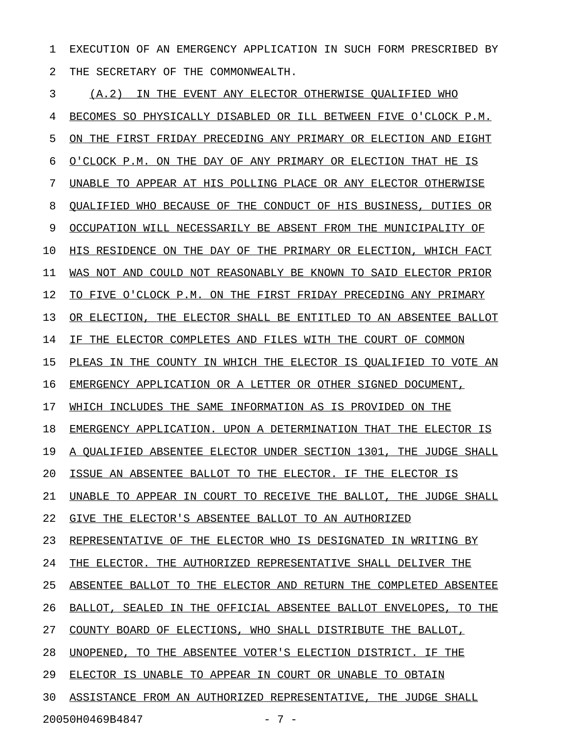EXECUTION OF AN EMERGENCY APPLICATION IN SUCH FORM PRESCRIBED BY THE SECRETARY OF THE COMMONWEALTH.

(A.2) IN THE EVENT ANY ELECTOR OTHERWISE QUALIFIED WHO BECOMES SO PHYSICALLY DISABLED OR ILL BETWEEN FIVE O'CLOCK P.M. ON THE FIRST FRIDAY PRECEDING ANY PRIMARY OR ELECTION AND EIGHT O'CLOCK P.M. ON THE DAY OF ANY PRIMARY OR ELECTION THAT HE IS UNABLE TO APPEAR AT HIS POLLING PLACE OR ANY ELECTOR OTHERWISE QUALIFIED WHO BECAUSE OF THE CONDUCT OF HIS BUSINESS, DUTIES OR OCCUPATION WILL NECESSARILY BE ABSENT FROM THE MUNICIPALITY OF HIS RESIDENCE ON THE DAY OF THE PRIMARY OR ELECTION, WHICH FACT WAS NOT AND COULD NOT REASONABLY BE KNOWN TO SAID ELECTOR PRIOR TO FIVE O'CLOCK P.M. ON THE FIRST FRIDAY PRECEDING ANY PRIMARY OR ELECTION, THE ELECTOR SHALL BE ENTITLED TO AN ABSENTEE BALLOT IF THE ELECTOR COMPLETES AND FILES WITH THE COURT OF COMMON PLEAS IN THE COUNTY IN WHICH THE ELECTOR IS QUALIFIED TO VOTE AN EMERGENCY APPLICATION OR A LETTER OR OTHER SIGNED DOCUMENT, WHICH INCLUDES THE SAME INFORMATION AS IS PROVIDED ON THE EMERGENCY APPLICATION. UPON A DETERMINATION THAT THE ELECTOR IS A QUALIFIED ABSENTEE ELECTOR UNDER SECTION 1301, THE JUDGE SHALL ISSUE AN ABSENTEE BALLOT TO THE ELECTOR. IF THE ELECTOR IS UNABLE TO APPEAR IN COURT TO RECEIVE THE BALLOT, THE JUDGE SHALL GIVE THE ELECTOR'S ABSENTEE BALLOT TO AN AUTHORIZED REPRESENTATIVE OF THE ELECTOR WHO IS DESIGNATED IN WRITING BY THE ELECTOR. THE AUTHORIZED REPRESENTATIVE SHALL DELIVER THE ABSENTEE BALLOT TO THE ELECTOR AND RETURN THE COMPLETED ABSENTEE BALLOT, SEALED IN THE OFFICIAL ABSENTEE BALLOT ENVELOPES, TO THE COUNTY BOARD OF ELECTIONS, WHO SHALL DISTRIBUTE THE BALLOT, UNOPENED, TO THE ABSENTEE VOTER'S ELECTION DISTRICT. IF THE ELECTOR IS UNABLE TO APPEAR IN COURT OR UNABLE TO OBTAIN ASSISTANCE FROM AN AUTHORIZED REPRESENTATIVE, THE JUDGE SHALL

20050H0469B4847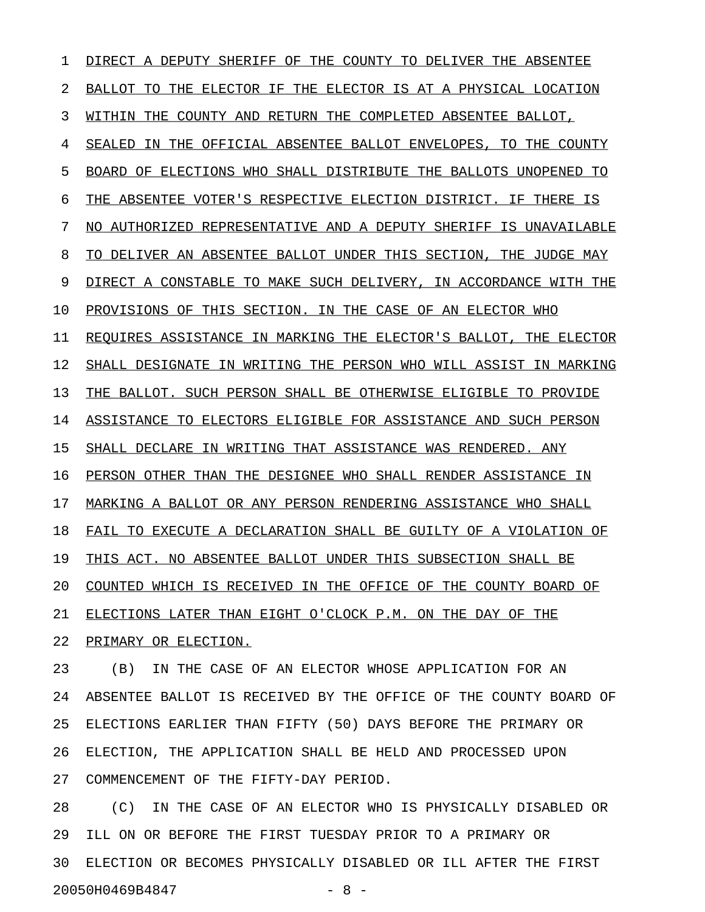DIRECT A DEPUTY SHERIFF OF THE COUNTY TO DELIVER THE ABSENTEE BALLOT TO THE ELECTOR IF THE ELECTOR IS AT A PHYSICAL LOCATION WITHIN THE COUNTY AND RETURN THE COMPLETED ABSENTEE BALLOT, SEALED IN THE OFFICIAL ABSENTEE BALLOT ENVELOPES, TO THE COUNTY BOARD OF ELECTIONS WHO SHALL DISTRIBUTE THE BALLOTS UNOPENED TO THE ABSENTEE VOTER'S RESPECTIVE ELECTION DISTRICT. IF THERE IS NO AUTHORIZED REPRESENTATIVE AND A DEPUTY SHERIFF IS UNAVAILABLE TO DELIVER AN ABSENTEE BALLOT UNDER THIS SECTION, THE JUDGE MAY DIRECT A CONSTABLE TO MAKE SUCH DELIVERY, IN ACCORDANCE WITH THE PROVISIONS OF THIS SECTION. IN THE CASE OF AN ELECTOR WHO REQUIRES ASSISTANCE IN MARKING THE ELECTOR'S BALLOT, THE ELECTOR SHALL DESIGNATE IN WRITING THE PERSON WHO WILL ASSIST IN MARKING THE BALLOT. SUCH PERSON SHALL BE OTHERWISE ELIGIBLE TO PROVIDE ASSISTANCE TO ELECTORS ELIGIBLE FOR ASSISTANCE AND SUCH PERSON SHALL DECLARE IN WRITING THAT ASSISTANCE WAS RENDERED. ANY PERSON OTHER THAN THE DESIGNEE WHO SHALL RENDER ASSISTANCE IN MARKING A BALLOT OR ANY PERSON RENDERING ASSISTANCE WHO SHALL FAIL TO EXECUTE A DECLARATION SHALL BE GUILTY OF A VIOLATION OF THIS ACT. NO ABSENTEE BALLOT UNDER THIS SUBSECTION SHALL BE COUNTED WHICH IS RECEIVED IN THE OFFICE OF THE COUNTY BOARD OF ELECTIONS LATER THAN EIGHT O'CLOCK P.M. ON THE DAY OF THE PRIMARY OR ELECTION.

(B) IN THE CASE OF AN ELECTOR WHOSE APPLICATION FOR AN ABSENTEE BALLOT IS RECEIVED BY THE OFFICE OF THE COUNTY BOARD OF ELECTIONS EARLIER THAN FIFTY (50) DAYS BEFORE THE PRIMARY OR ELECTION, THE APPLICATION SHALL BE HELD AND PROCESSED UPON COMMENCEMENT OF THE FIFTY-DAY PERIOD.

(C) IN THE CASE OF AN ELECTOR WHO IS PHYSICALLY DISABLED OR ILL ON OR BEFORE THE FIRST TUESDAY PRIOR TO A PRIMARY OR ELECTION OR BECOMES PHYSICALLY DISABLED OR ILL AFTER THE FIRST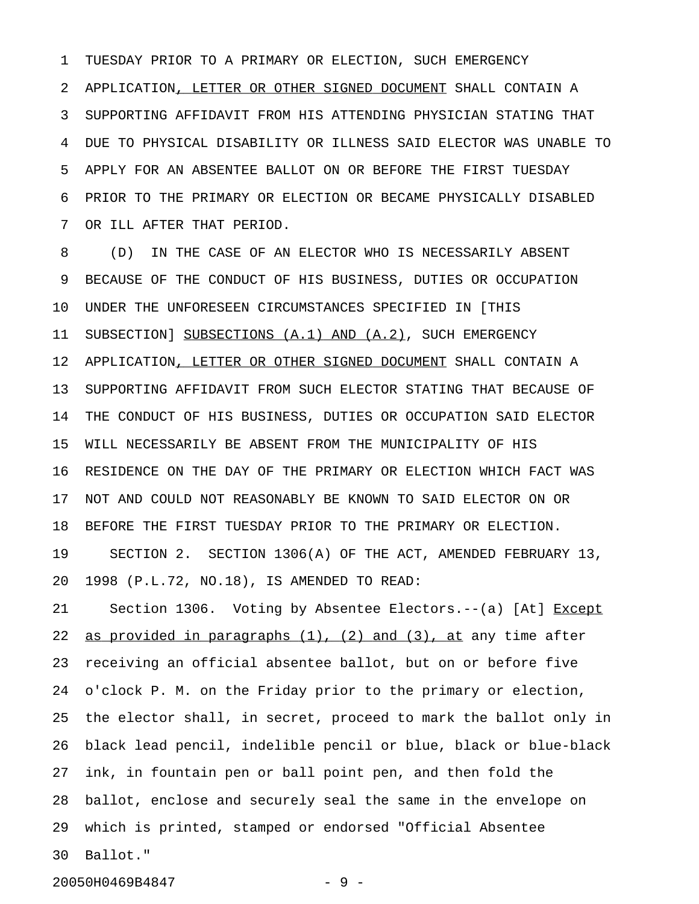TUESDAY PRIOR TO A PRIMARY OR ELECTION, SUCH EMERGENCY APPLICATION<u>, LETTER OR OTHER SIGNED DOCUMENT</u> SHALL CONTAIN A SUPPORTING AFFIDAVIT FROM HIS ATTENDING PHYSICIAN STATING THAT DUE TO PHYSICAL DISABILITY OR ILLNESS SAID ELECTOR WAS UNABLE TO APPLY FOR AN ABSENTEE BALLOT ON OR BEFORE THE FIRST TUESDAY PRIOR TO THE PRIMARY OR ELECTION OR BECAME PHYSICALLY DISABLED OR ILL AFTER THAT PERIOD.

(D) IN THE CASE OF AN ELECTOR WHO IS NECESSARILY ABSENT BECAUSE OF THE CONDUCT OF HIS BUSINESS, DUTIES OR OCCUPATION UNDER THE UNFORESEEN CIRCUMSTANCES SPECIFIED IN [THIS SUBSECTION] <u>SUBSECTIONS (A.1) AND (A.2)</u>, SUCH EMERGENCY APPLICATION<u>, LETTER OR OTHER SIGNED DOCUMENT</u> SHALL CONTAIN A SUPPORTING AFFIDAVIT FROM SUCH ELECTOR STATING THAT BECAUSE OF THE CONDUCT OF HIS BUSINESS, DUTIES OR OCCUPATION SAID ELECTOR WILL NECESSARILY BE ABSENT FROM THE MUNICIPALITY OF HIS RESIDENCE ON THE DAY OF THE PRIMARY OR ELECTION WHICH FACT WAS NOT AND COULD NOT REASONABLY BE KNOWN TO SAID ELECTOR ON OR BEFORE THE FIRST TUESDAY PRIOR TO THE PRIMARY OR ELECTION.

SECTION 2. SECTION 1306(A) OF THE ACT, AMENDED FEBRUARY 13, 1998 (P.L.72, NO.18), IS AMENDED TO READ:

Section 1306. Voting by Absentee Electors.--(a) [At] <u>Except as provided in paragraphs (1), (2) and (3), at</u> any time after receiving an official absentee ballot, but on or before five o'clock P. M. on the Friday prior to the primary or election, the elector shall, in secret, proceed to mark the ballot only in black lead pencil, indelible pencil or blue, black or blue-black ink, in fountain pen or ball point pen, and then fold the ballot, enclose and securely seal the same in the envelope on which is printed, stamped or endorsed "Official Absentee Ballot."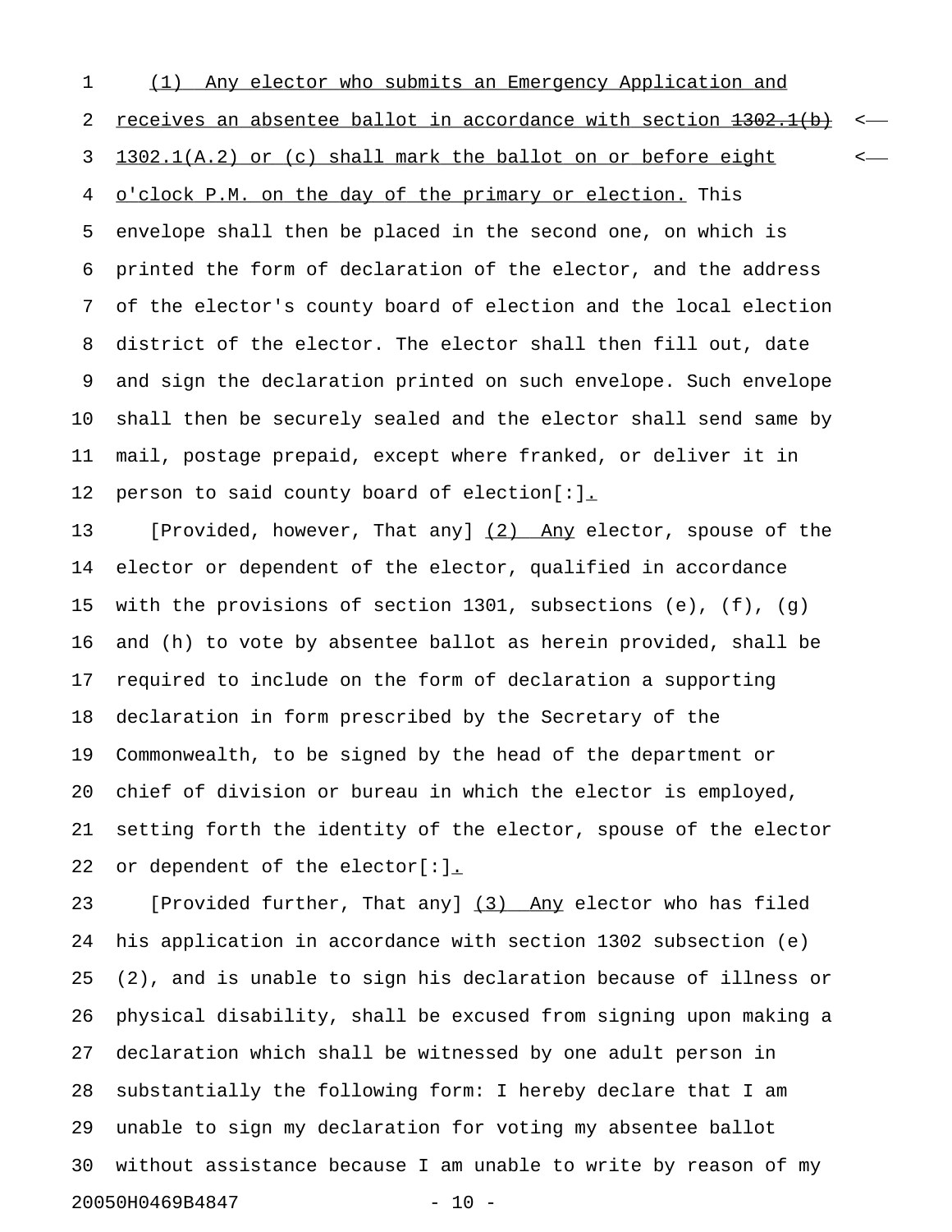(1) Any elector who submits an Emergency Application and receives an absentee ballot in accordance with section ~~1302.1(b)~~ 1302.1(A.2) or (c) shall mark the ballot on or before eight o'clock P.M. on the day of the primary or election. This envelope shall then be placed in the second one, on which is printed the form of declaration of the elector, and the address of the elector's county board of election and the local election district of the elector. The elector shall then fill out, date and sign the declaration printed on such envelope. Such envelope shall then be securely sealed and the elector shall send same by mail, postage prepaid, except where franked, or deliver it in person to said county board of election[:].

[Provided, however, That any] (2) Any elector, spouse of the elector or dependent of the elector, qualified in accordance with the provisions of section 1301, subsections (e), (f), (g) and (h) to vote by absentee ballot as herein provided, shall be required to include on the form of declaration a supporting declaration in form prescribed by the Secretary of the Commonwealth, to be signed by the head of the department or chief of division or bureau in which the elector is employed, setting forth the identity of the elector, spouse of the elector or dependent of the elector[:].

[Provided further, That any] (3) Any elector who has filed his application in accordance with section 1302 subsection (e) (2), and is unable to sign his declaration because of illness or physical disability, shall be excused from signing upon making a declaration which shall be witnessed by one adult person in substantially the following form: I hereby declare that I am unable to sign my declaration for voting my absentee ballot without assistance because I am unable to write by reason of my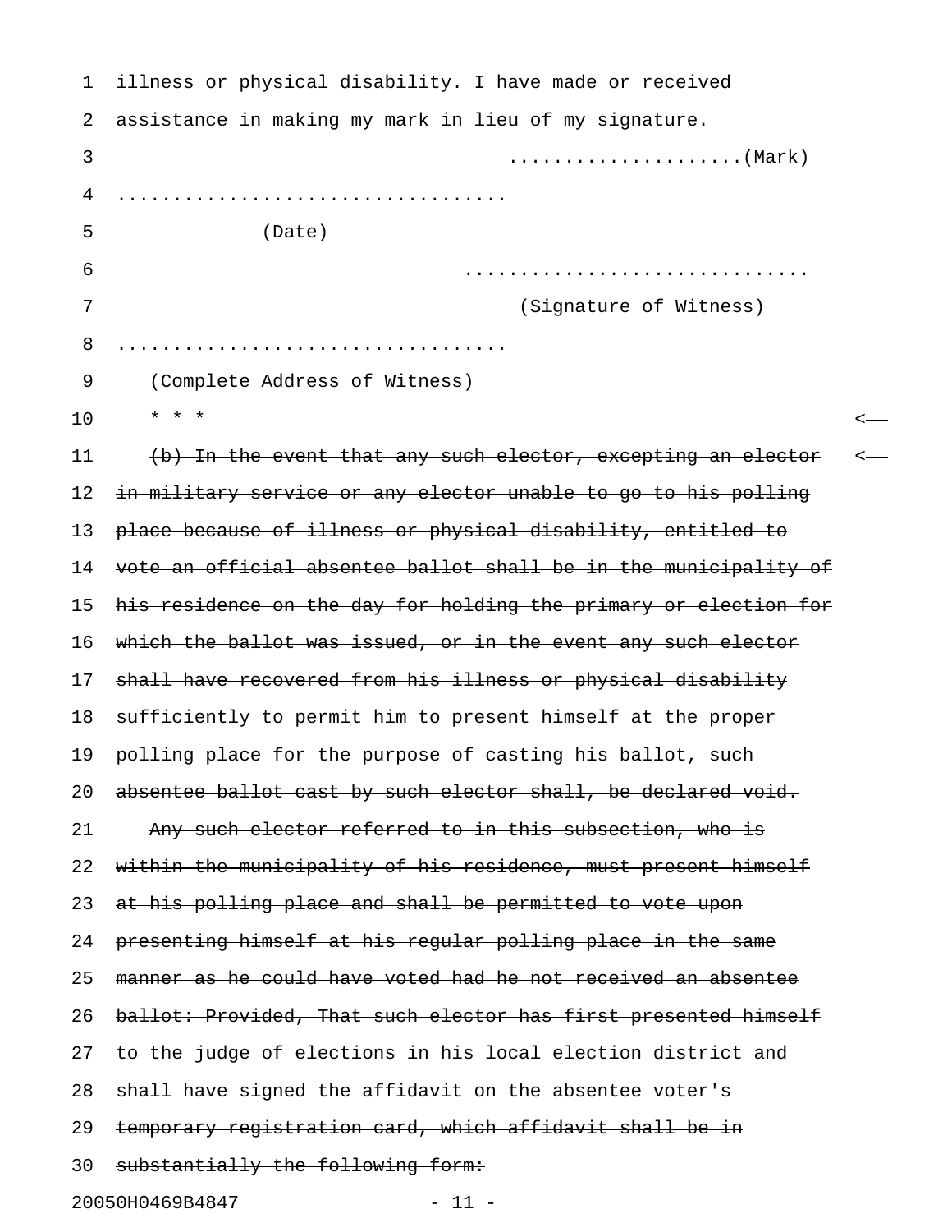illness or physical disability. I have made or received assistance in making my mark in lieu of my signature.

....................(Mark)

..................................

(Date)

..............................

(Signature of Witness)

..................................

(Complete Address of Witness)

* * *

~~(b) In the event that any such elector, excepting an elector in military service or any elector unable to go to his polling place because of illness or physical disability, entitled to vote an official absentee ballot shall be in the municipality of his residence on the day for holding the primary or election for which the ballot was issued, or in the event any such elector shall have recovered from his illness or physical disability sufficiently to permit him to present himself at the proper polling place for the purpose of casting his ballot, such absentee ballot cast by such elector shall, be declared void.~~

~~Any such elector referred to in this subsection, who is within the municipality of his residence, must present himself at his polling place and shall be permitted to vote upon presenting himself at his regular polling place in the same manner as he could have voted had he not received an absentee ballot: Provided, That such elector has first presented himself to the judge of elections in his local election district and shall have signed the affidavit on the absentee voter's temporary registration card, which affidavit shall be in substantially the following form:~~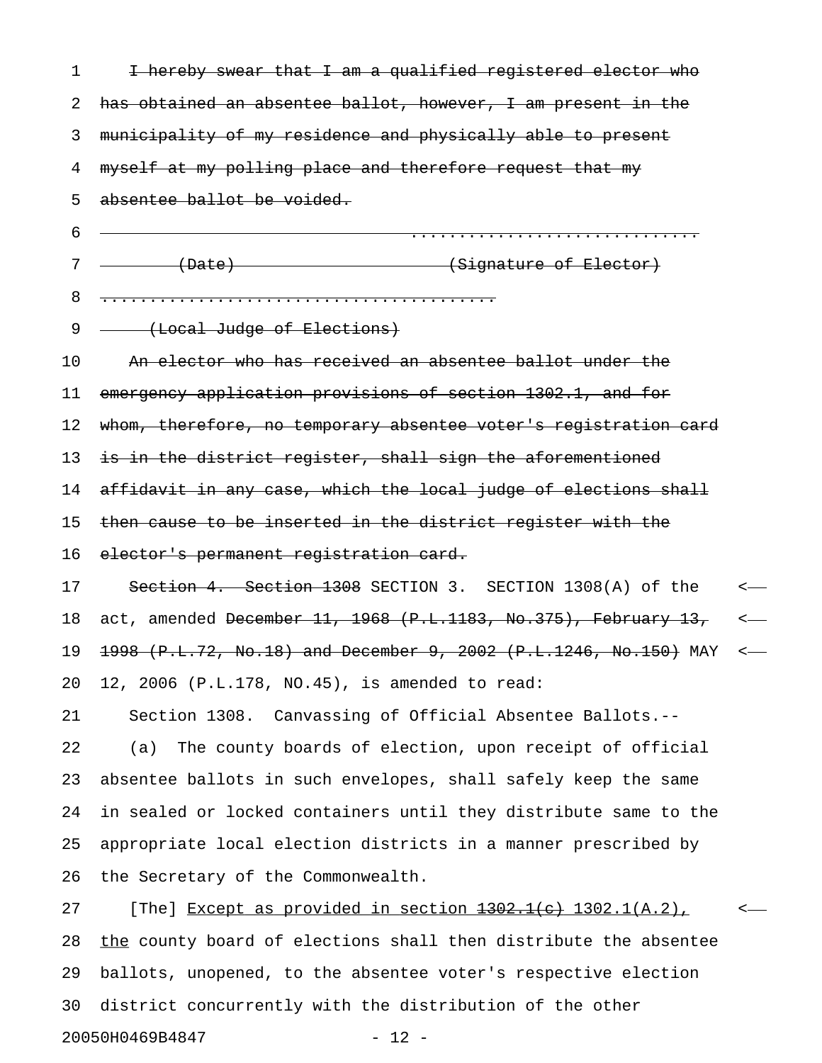~~I hereby swear that I am a qualified registered elector who has obtained an absentee ballot, however, I am present in the municipality of my residence and physically able to present myself at my polling place and therefore request that my absentee ballot be voided.~~

~~.............................~~

~~(Date) (Signature of Elector)~~

~~........................................~~

~~(Local Judge of Elections)~~

~~An elector who has received an absentee ballot under the emergency application provisions of section 1302.1, and for whom, therefore, no temporary absentee voter's registration card is in the district register, shall sign the aforementioned affidavit in any case, which the local judge of elections shall then cause to be inserted in the district register with the elector's permanent registration card.~~

~~Section 4. Section 1308~~ SECTION 3. SECTION 1308(A) of the act, amended ~~December 11, 1968 (P.L.1183, No.375), February 13, 1998 (P.L.72, No.18) and December 9, 2002 (P.L.1246, No.150)~~ MAY 12, 2006 (P.L.178, NO.45), is amended to read:

Section 1308. Canvassing of Official Absentee Ballots.--

(a) The county boards of election, upon receipt of official absentee ballots in such envelopes, shall safely keep the same in sealed or locked containers until they distribute same to the appropriate local election districts in a manner prescribed by the Secretary of the Commonwealth.

[The] <u>Except as provided in section ~~1302.1(c)~~ 1302.1(A.2),</u> <u>the</u> county board of elections shall then distribute the absentee ballots, unopened, to the absentee voter's respective election district concurrently with the distribution of the other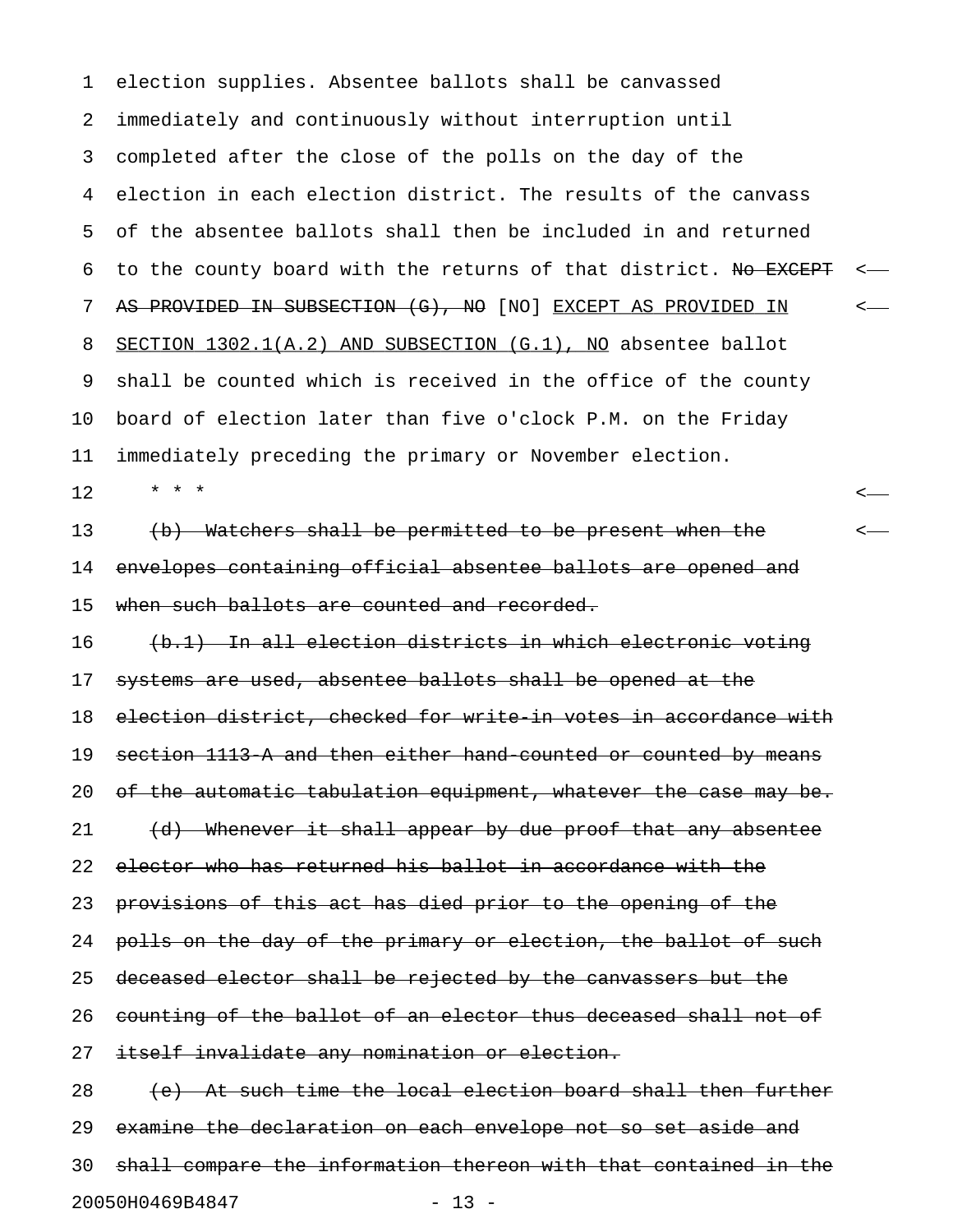election supplies. Absentee ballots shall be canvassed immediately and continuously without interruption until completed after the close of the polls on the day of the election in each election district. The results of the canvass of the absentee ballots shall then be included in and returned to the county board with the returns of that district. ~~No EXCEPT AS PROVIDED IN SUBSECTION (G), NO~~ [NO] <u>EXCEPT AS PROVIDED IN SECTION 1302.1(A.2) AND SUBSECTION (G.1), NO</u> absentee ballot shall be counted which is received in the office of the county board of election later than five o'clock P.M. on the Friday immediately preceding the primary or November election.

\* \* \*

~~(b) Watchers shall be permitted to be present when the envelopes containing official absentee ballots are opened and when such ballots are counted and recorded.~~

~~(b.1) In all election districts in which electronic voting systems are used, absentee ballots shall be opened at the election district, checked for write-in votes in accordance with section 1113-A and then either hand-counted or counted by means of the automatic tabulation equipment, whatever the case may be.~~

~~(d) Whenever it shall appear by due proof that any absentee elector who has returned his ballot in accordance with the provisions of this act has died prior to the opening of the polls on the day of the primary or election, the ballot of such deceased elector shall be rejected by the canvassers but the counting of the ballot of an elector thus deceased shall not of itself invalidate any nomination or election.~~

~~(e) At such time the local election board shall then further examine the declaration on each envelope not so set aside and shall compare the information thereon with that contained in the~~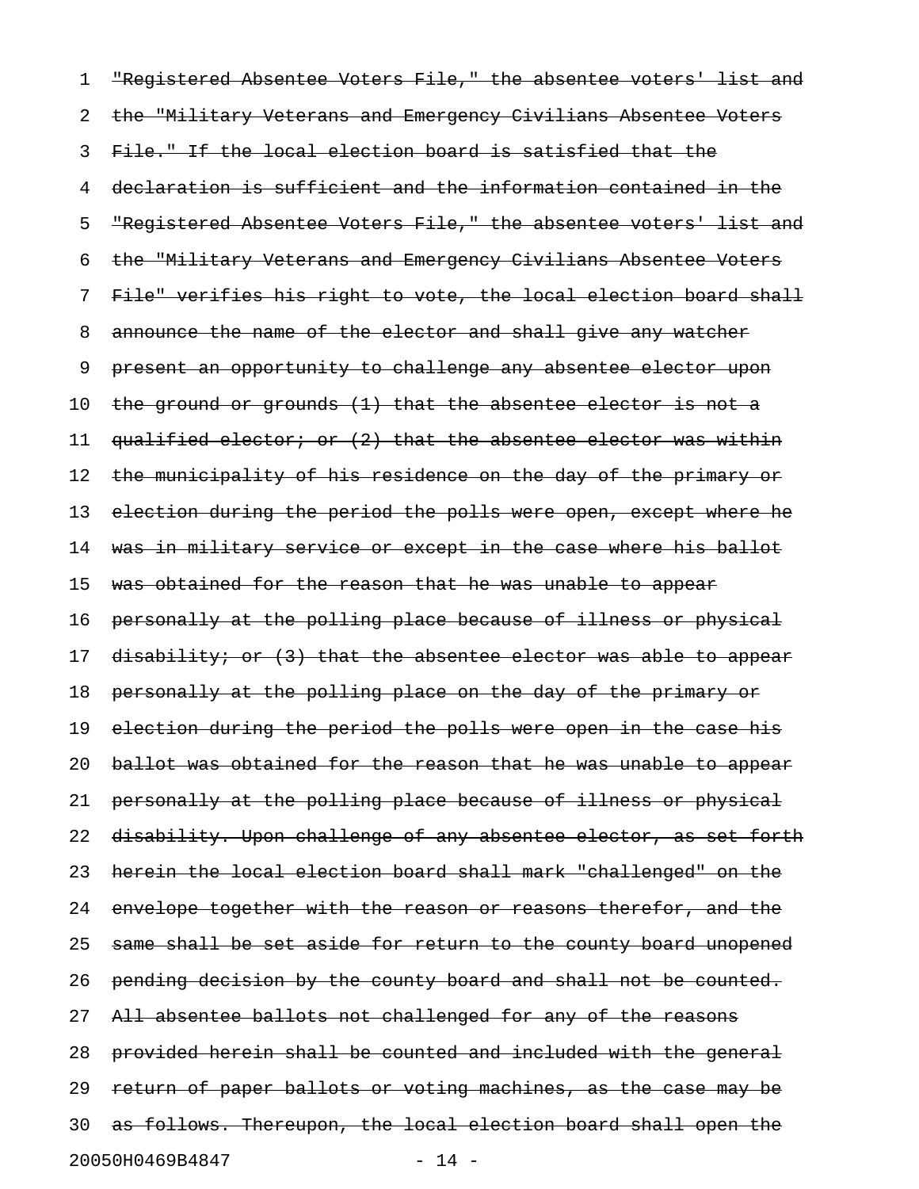~~"Registered Absentee Voters File," the absentee voters' list and the "Military Veterans and Emergency Civilians Absentee Voters File." If the local election board is satisfied that the declaration is sufficient and the information contained in the "Registered Absentee Voters File," the absentee voters' list and the "Military Veterans and Emergency Civilians Absentee Voters File" verifies his right to vote, the local election board shall announce the name of the elector and shall give any watcher present an opportunity to challenge any absentee elector upon the ground or grounds (1) that the absentee elector is not a qualified elector; or (2) that the absentee elector was within the municipality of his residence on the day of the primary or election during the period the polls were open, except where he was in military service or except in the case where his ballot was obtained for the reason that he was unable to appear personally at the polling place because of illness or physical disability; or (3) that the absentee elector was able to appear personally at the polling place on the day of the primary or election during the period the polls were open in the case his ballot was obtained for the reason that he was unable to appear personally at the polling place because of illness or physical disability. Upon challenge of any absentee elector, as set forth herein the local election board shall mark "challenged" on the envelope together with the reason or reasons therefor, and the same shall be set aside for return to the county board unopened pending decision by the county board and shall not be counted. All absentee ballots not challenged for any of the reasons provided herein shall be counted and included with the general return of paper ballots or voting machines, as the case may be as follows. Thereupon, the local election board shall open the~~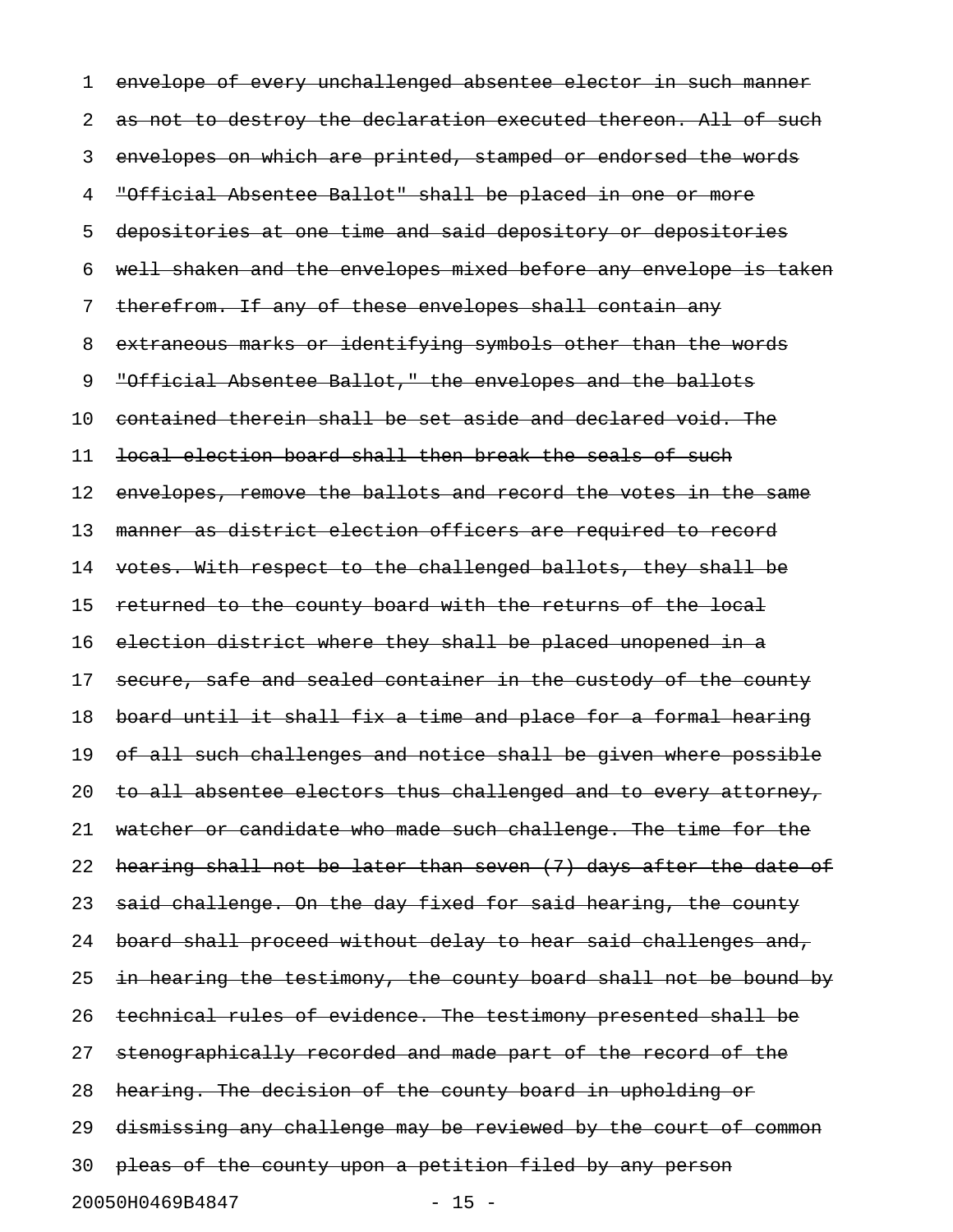~~envelope of every unchallenged absentee elector in such manner as not to destroy the declaration executed thereon. All of such envelopes on which are printed, stamped or endorsed the words "Official Absentee Ballot" shall be placed in one or more depositories at one time and said depository or depositories well shaken and the envelopes mixed before any envelope is taken therefrom. If any of these envelopes shall contain any extraneous marks or identifying symbols other than the words "Official Absentee Ballot," the envelopes and the ballots contained therein shall be set aside and declared void. The local election board shall then break the seals of such envelopes, remove the ballots and record the votes in the same manner as district election officers are required to record votes. With respect to the challenged ballots, they shall be returned to the county board with the returns of the local election district where they shall be placed unopened in a secure, safe and sealed container in the custody of the county board until it shall fix a time and place for a formal hearing of all such challenges and notice shall be given where possible to all absentee electors thus challenged and to every attorney, watcher or candidate who made such challenge. The time for the hearing shall not be later than seven (7) days after the date of said challenge. On the day fixed for said hearing, the county board shall proceed without delay to hear said challenges and, in hearing the testimony, the county board shall not be bound by technical rules of evidence. The testimony presented shall be stenographically recorded and made part of the record of the hearing. The decision of the county board in upholding or dismissing any challenge may be reviewed by the court of common pleas of the county upon a petition filed by any person~~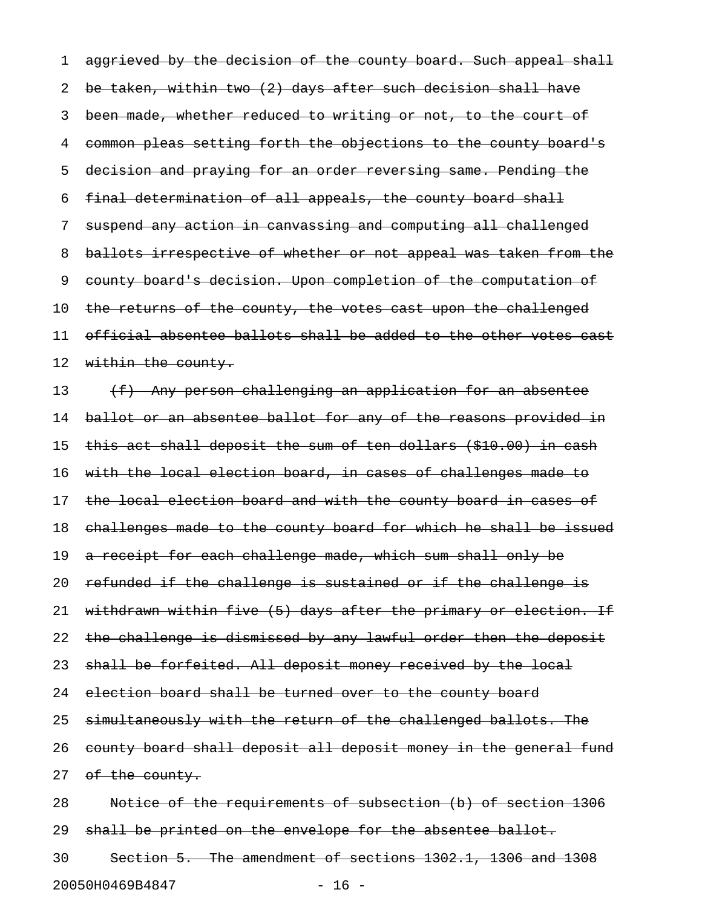aggrieved by the decision of the county board. Such appeal shall be taken, within two (2) days after such decision shall have been made, whether reduced to writing or not, to the court of common pleas setting forth the objections to the county board's decision and praying for an order reversing same. Pending the final determination of all appeals, the county board shall suspend any action in canvassing and computing all challenged ballots irrespective of whether or not appeal was taken from the county board's decision. Upon completion of the computation of the returns of the county, the votes cast upon the challenged official absentee ballots shall be added to the other votes cast within the county.

(f) Any person challenging an application for an absentee ballot or an absentee ballot for any of the reasons provided in this act shall deposit the sum of ten dollars ($10.00) in cash with the local election board, in cases of challenges made to the local election board and with the county board in cases of challenges made to the county board for which he shall be issued a receipt for each challenge made, which sum shall only be refunded if the challenge is sustained or if the challenge is withdrawn within five (5) days after the primary or election. If the challenge is dismissed by any lawful order then the deposit shall be forfeited. All deposit money received by the local election board shall be turned over to the county board simultaneously with the return of the challenged ballots. The county board shall deposit all deposit money in the general fund of the county.

Notice of the requirements of subsection (b) of section 1306 shall be printed on the envelope for the absentee ballot.

Section 5. The amendment of sections 1302.1, 1306 and 1308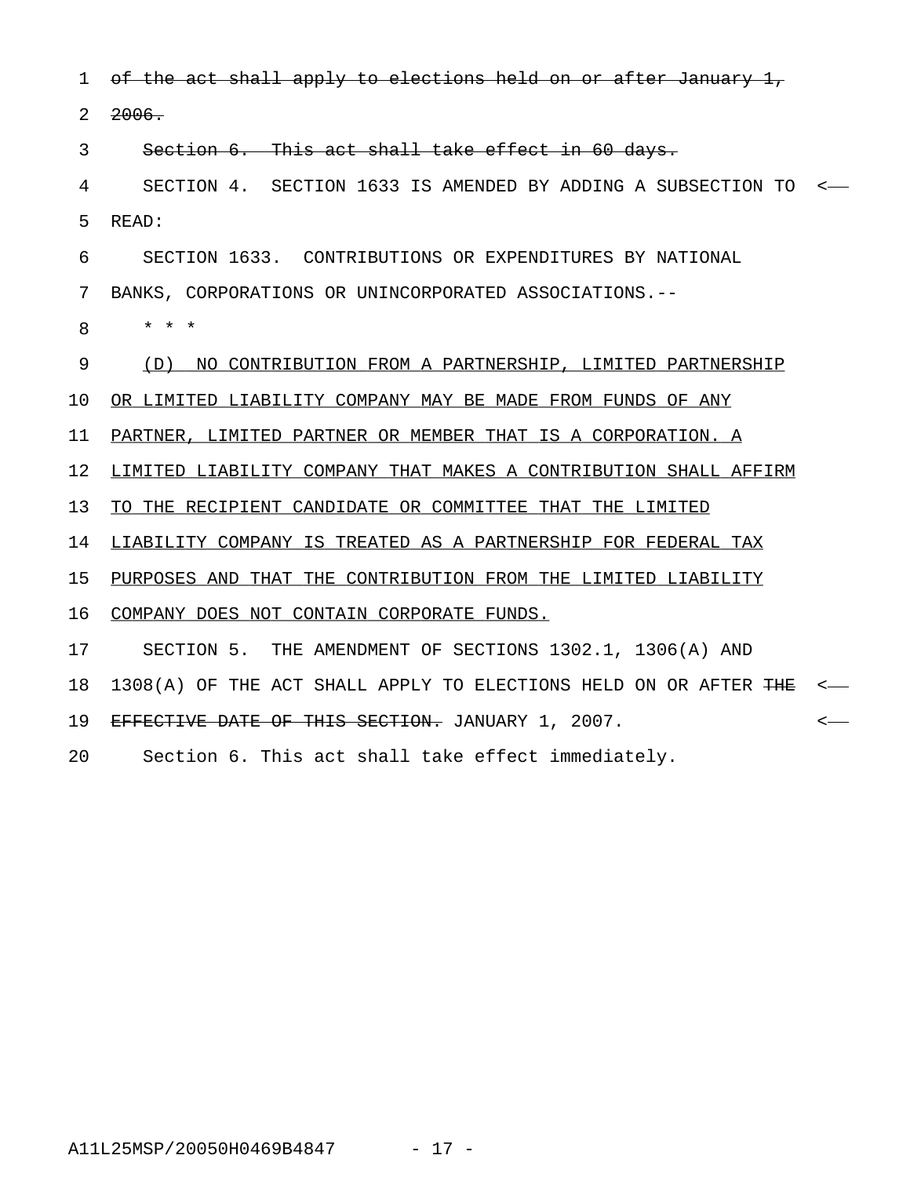~~of the act shall apply to elections held on or after January 1, 2006.~~

~~Section 6. This act shall take effect in 60 days.~~

SECTION 4. SECTION 1633 IS AMENDED BY ADDING A SUBSECTION TO READ:

SECTION 1633. CONTRIBUTIONS OR EXPENDITURES BY NATIONAL BANKS, CORPORATIONS OR UNINCORPORATED ASSOCIATIONS.--

\* \* \*

<u>(D) NO CONTRIBUTION FROM A PARTNERSHIP, LIMITED PARTNERSHIP OR LIMITED LIABILITY COMPANY MAY BE MADE FROM FUNDS OF ANY PARTNER, LIMITED PARTNER OR MEMBER THAT IS A CORPORATION. A LIMITED LIABILITY COMPANY THAT MAKES A CONTRIBUTION SHALL AFFIRM TO THE RECIPIENT CANDIDATE OR COMMITTEE THAT THE LIMITED LIABILITY COMPANY IS TREATED AS A PARTNERSHIP FOR FEDERAL TAX PURPOSES AND THAT THE CONTRIBUTION FROM THE LIMITED LIABILITY COMPANY DOES NOT CONTAIN CORPORATE FUNDS.</u>

SECTION 5. THE AMENDMENT OF SECTIONS 1302.1, 1306(A) AND 1308(A) OF THE ACT SHALL APPLY TO ELECTIONS HELD ON OR AFTER ~~THE EFFECTIVE DATE OF THIS SECTION.~~ JANUARY 1, 2007.

Section 6. This act shall take effect immediately.